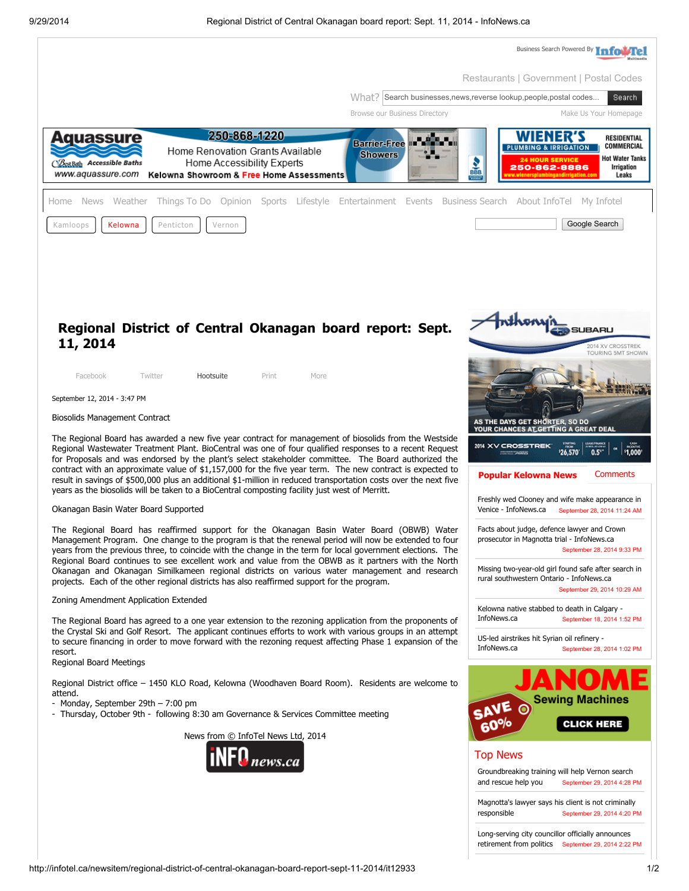# Regional District of Central Okanagan board report: Sept. 11, 2014

September 12, 2014 - 3:47 PM

Biosolids Management Contract

The Regional Board has awarded a new five year contract for management of biosolids from the Westside Regional Wastewater Treatment Plant. BioCentral was one of four qualified responses to a recent Request for Proposals and was endorsed by the plant's select stakeholder committee. The Board authorized the contract with an approximate value of $1,157,000 for the five year term. The new contract is expected to result in savings of $500,000 plus an additional $1-million in reduced transportation costs over the next five years as the biosolids will be taken to a BioCentral composting facility just west of Merritt.

Okanagan Basin Water Board Supported

The Regional Board has reaffirmed support for the Okanagan Basin Water Board (OBWB) Water Management Program. One change to the program is that the renewal period will now be extended to four years from the previous three, to coincide with the change in the term for local government elections. The Regional Board continues to see excellent work and value from the OBWB as it partners with the North Okanagan and Okanagan Similkameen regional districts on various water management and research projects. Each of the other regional districts has also reaffirmed support for the program.

Zoning Amendment Application Extended

The Regional Board has agreed to a one year extension to the rezoning application from the proponents of the Crystal Ski and Golf Resort. The applicant continues efforts to work with various groups in an attempt to secure financing in order to move forward with the rezoning request affecting Phase 1 expansion of the resort.

Regional Board Meetings

Regional District office – 1450 KLO Road, Kelowna (Woodhaven Board Room). Residents are welcome to attend.

- Monday, September 29th – 7:00 pm
- Thursday, October 9th - following 8:30 am Governance & Services Committee meeting

News from © InfoTel News Ltd, 2014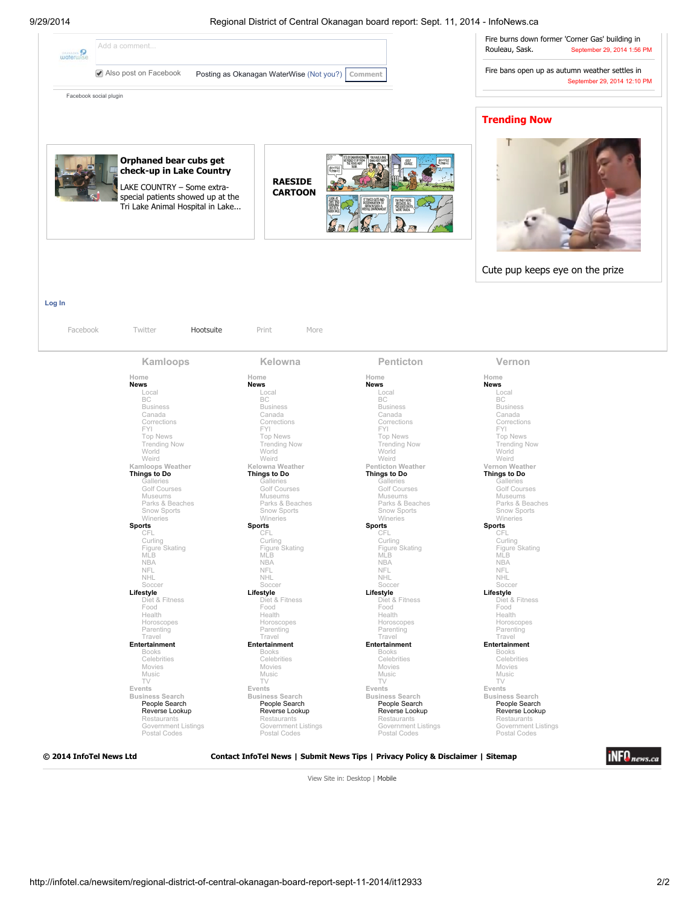Add a comment...

Also post on Facebook | Posting as Okanagan WaterWise (Not you?) | Comment

Facebook social plugin

Fire burns down former 'Corner Gas' building in Rouleau, Sask. September 29, 2014 1:56 PM

Fire bans open up as autumn weather settles in September 29, 2014 12:10 PM

**Orphaned bear cubs get check-up in Lake Country**

LAKE COUNTRY – Some extra-special patients showed up at the Tri Lake Animal Hospital in Lake...

**RAESIDE CARTOON**

## Trending Now

Cute pup keeps eye on the prize

**Log In**

Facebook Twitter Hootsuite Print More

### Kamloops

Home
**News**
- Local
- BC
- Business
- Canada
- Corrections
- FYI
- Top News
- Trending Now
- World
- Weird

Kamloops Weather
**Things to Do**
- Galleries
- Golf Courses
- Museums
- Parks & Beaches
- Snow Sports
- Wineries

**Sports**
- CFL
- Curling
- Figure Skating
- MLB
- NBA
- NFL
- NHL
- Soccer

**Lifestyle**
- Diet & Fitness
- Food
- Health
- Horoscopes
- Parenting
- Travel

**Entertainment**
- Books
- Celebrities
- Movies
- Music
- TV

Events
Business Search
- People Search
- Reverse Lookup
- Restaurants
- Government Listings
- Postal Codes

### Kelowna

Home
**News**
- Local
- BC
- Business
- Canada
- Corrections
- FYI
- Top News
- Trending Now
- World
- Weird

Kelowna Weather
**Things to Do**
- Galleries
- Golf Courses
- Museums
- Parks & Beaches
- Snow Sports
- Wineries

**Sports**
- CFL
- Curling
- Figure Skating
- MLB
- NBA
- NFL
- NHL
- Soccer

**Lifestyle**
- Diet & Fitness
- Food
- Health
- Horoscopes
- Parenting
- Travel

**Entertainment**
- Books
- Celebrities
- Movies
- Music
- TV

Events
Business Search
- People Search
- Reverse Lookup
- Restaurants
- Government Listings
- Postal Codes

### Penticton

Home
**News**
- Local
- BC
- Business
- Canada
- Corrections
- FYI
- Top News
- Trending Now
- World
- Weird

Penticton Weather
**Things to Do**
- Galleries
- Golf Courses
- Museums
- Parks & Beaches
- Snow Sports
- Wineries

**Sports**
- CFL
- Curling
- Figure Skating
- MLB
- NBA
- NFL
- NHL
- Soccer

**Lifestyle**
- Diet & Fitness
- Food
- Health
- Horoscopes
- Parenting
- Travel

**Entertainment**
- Books
- Celebrities
- Movies
- Music
- TV

Events
Business Search
- People Search
- Reverse Lookup
- Restaurants
- Government Listings
- Postal Codes

### Vernon

Home
**News**
- Local
- BC
- Business
- Canada
- Corrections
- FYI
- Top News
- Trending Now
- World
- Weird

Vernon Weather
**Things to Do**
- Galleries
- Golf Courses
- Museums
- Parks & Beaches
- Snow Sports
- Wineries

**Sports**
- CFL
- Curling
- Figure Skating
- MLB
- NBA
- NFL
- NHL
- Soccer

**Lifestyle**
- Diet & Fitness
- Food
- Health
- Horoscopes
- Parenting
- Travel

**Entertainment**
- Books
- Celebrities
- Movies
- Music
- TV

Events
Business Search
- People Search
- Reverse Lookup
- Restaurants
- Government Listings
- Postal Codes

**© 2014 InfoTel News Ltd** | **Contact InfoTel News | Submit News Tips | Privacy Policy & Disclaimer | Sitemap**

View Site in: Desktop | Mobile